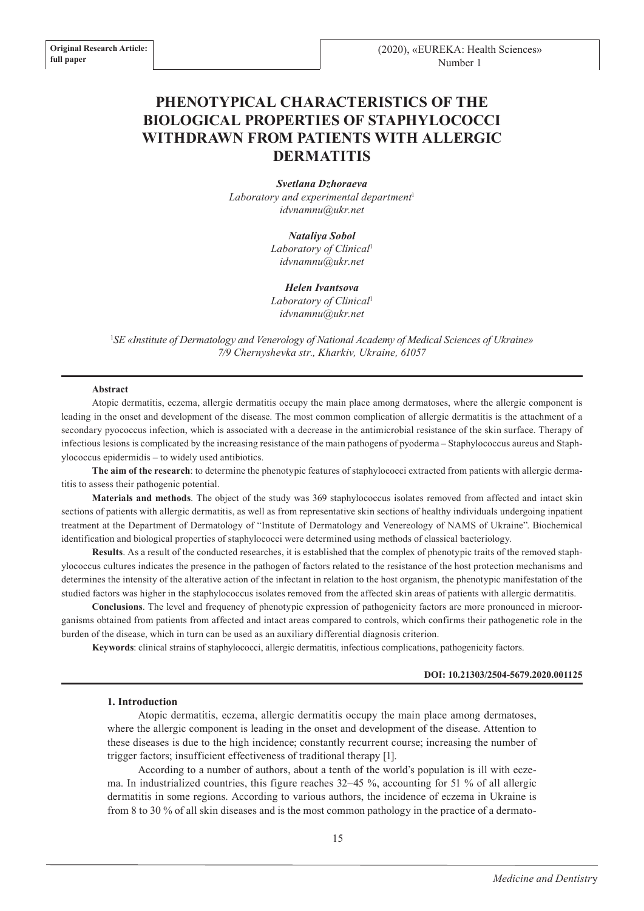**Original Research Article: full paper**

# PHENOTYPICAL CHARACTERISTICS OF THE BIOLOGICAL PROPERTIES OF STAPHYLOCOCCI WITHDRAWN FROM PATIENTS WITH ALLERGIC DERMATITIS

***Svetlana Dzhoraeva***
*Laboratory and experimental department*[1]
*idvnamnu@ukr.net*

***Nataliya Sobol***
*Laboratory of Clinical*[1]
*idvnamnu@ukr.net*

***Helen Ivantsova***
*Laboratory of Clinical*[1]
*idvnamnu@ukr.net*

[1]*SE «Institute of Dermatology and Venerology of National Academy of Medical Sciences of Ukraine» 7/9 Chernyshevka str., Kharkiv, Ukraine, 61057*

**Abstract**

Atopic dermatitis, eczema, allergic dermatitis occupy the main place among dermatoses, where the allergic component is leading in the onset and development of the disease. The most common complication of allergic dermatitis is the attachment of a secondary pyococcus infection, which is associated with a decrease in the antimicrobial resistance of the skin surface. Therapy of infectious lesions is complicated by the increasing resistance of the main pathogens of pyoderma – Staphylococcus aureus and Staphylococcus epidermidis – to widely used antibiotics.

**The aim of the research**: to determine the phenotypic features of staphylococci extracted from patients with allergic dermatitis to assess their pathogenic potential.

**Materials and methods**. The object of the study was 369 staphylococcus isolates removed from affected and intact skin sections of patients with allergic dermatitis, as well as from representative skin sections of healthy individuals undergoing inpatient treatment at the Department of Dermatology of "Institute of Dermatology and Venereology of NAMS of Ukraine". Biochemical identification and biological properties of staphylococci were determined using methods of classical bacteriology.

**Results**. As a result of the conducted researches, it is established that the complex of phenotypic traits of the removed staphylococcus cultures indicates the presence in the pathogen of factors related to the resistance of the host protection mechanisms and determines the intensity of the alterative action of the infectant in relation to the host organism, the phenotypic manifestation of the studied factors was higher in the staphylococcus isolates removed from the affected skin areas of patients with allergic dermatitis.

**Conclusions**. The level and frequency of phenotypic expression of pathogenicity factors are more pronounced in microorganisms obtained from patients from affected and intact areas compared to controls, which confirms their pathogenetic role in the burden of the disease, which in turn can be used as an auxiliary differential diagnosis criterion.

**Keywords**: clinical strains of staphylococci, allergic dermatitis, infectious complications, pathogenicity factors.

**DOI: 10.21303/2504-5679.2020.001125**

## 1. Introduction

Atopic dermatitis, eczema, allergic dermatitis occupy the main place among dermatoses, where the allergic component is leading in the onset and development of the disease. Attention to these diseases is due to the high incidence; constantly recurrent course; increasing the number of trigger factors; insufficient effectiveness of traditional therapy [1].

According to a number of authors, about a tenth of the world's population is ill with eczema. In industrialized countries, this figure reaches 32–45 %, accounting for 51 % of all allergic dermatitis in some regions. According to various authors, the incidence of eczema in Ukraine is from 8 to 30 % of all skin diseases and is the most common pathology in the practice of a dermato-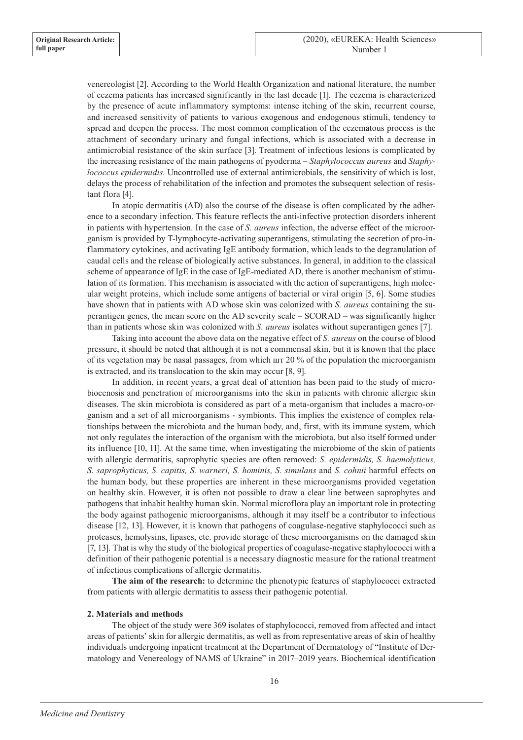venereologist [2]. According to the World Health Organization and national literature, the number of eczema patients has increased significantly in the last decade [1]. The eczema is characterized by the presence of acute inflammatory symptoms: intense itching of the skin, recurrent course, and increased sensitivity of patients to various exogenous and endogenous stimuli, tendency to spread and deepen the process. The most common complication of the eczematous process is the attachment of secondary urinary and fungal infections, which is associated with a decrease in antimicrobial resistance of the skin surface [3]. Treatment of infectious lesions is complicated by the increasing resistance of the main pathogens of pyoderma – *Staphylococcus aureus* and *Staphylococcus epidermidis*. Uncontrolled use of external antimicrobials, the sensitivity of which is lost, delays the process of rehabilitation of the infection and promotes the subsequent selection of resistant flora [4].

In atopic dermatitis (AD) also the course of the disease is often complicated by the adherence to a secondary infection. This feature reflects the anti-infective protection disorders inherent in patients with hypertension. In the case of *S. aureus* infection, the adverse effect of the microorganism is provided by T-lymphocyte-activating superantigens, stimulating the secretion of pro-inflammatory cytokines, and activating IgE antibody formation, which leads to the degranulation of caudal cells and the release of biologically active substances. In general, in addition to the classical scheme of appearance of IgE in the case of IgE-mediated AD, there is another mechanism of stimulation of its formation. This mechanism is associated with the action of superantigens, high molecular weight proteins, which include some antigens of bacterial or viral origin [5, 6]. Some studies have shown that in patients with AD whose skin was colonized with *S. aureus* containing the superantigen genes, the mean score on the AD severity scale – SCORAD – was significantly higher than in patients whose skin was colonized with *S. aureus* isolates without superantigen genes [7].

Taking into account the above data on the negative effect of *S. aureus* on the course of blood pressure, it should be noted that although it is not a commensal skin, but it is known that the place of its vegetation may be nasal passages, from which шт 20 % of the population the microorganism is extracted, and its translocation to the skin may occur [8, 9].

In addition, in recent years, a great deal of attention has been paid to the study of microbiocenosis and penetration of microorganisms into the skin in patients with chronic allergic skin diseases. The skin microbiota is considered as part of a meta-organism that includes a macro-organism and a set of all microorganisms - symbionts. This implies the existence of complex relationships between the microbiota and the human body, and, first, with its immune system, which not only regulates the interaction of the organism with the microbiota, but also itself formed under its influence [10, 11]. At the same time, when investigating the microbiome of the skin of patients with allergic dermatitis, saprophytic species are often removed: *S. epidermidis, S. haemolyticus, S. saprophyticus, S. capitis, S. warneri, S. hominis, S. simulans* and *S. cohnii* harmful effects on the human body, but these properties are inherent in these microorganisms provided vegetation on healthy skin. However, it is often not possible to draw a clear line between saprophytes and pathogens that inhabit healthy human skin. Normal microflora play an important role in protecting the body against pathogenic microorganisms, although it may itself be a contributor to infectious disease [12, 13]. However, it is known that pathogens of coagulase-negative staphylococci such as proteases, hemolysins, lipases, etc. provide storage of these microorganisms on the damaged skin [7, 13]. That is why the study of the biological properties of coagulase-negative staphylococci with a definition of their pathogenic potential is a necessary diagnostic measure for the rational treatment of infectious complications of allergic dermatitis.

**The aim of the research:** to determine the phenotypic features of staphylococci extracted from patients with allergic dermatitis to assess their pathogenic potential.

## 2. Materials and methods

The object of the study were 369 isolates of staphylococci, removed from affected and intact areas of patients' skin for allergic dermatitis, as well as from representative areas of skin of healthy individuals undergoing inpatient treatment at the Department of Dermatology of "Institute of Dermatology and Venereology of NAMS of Ukraine" in 2017–2019 years. Biochemical identification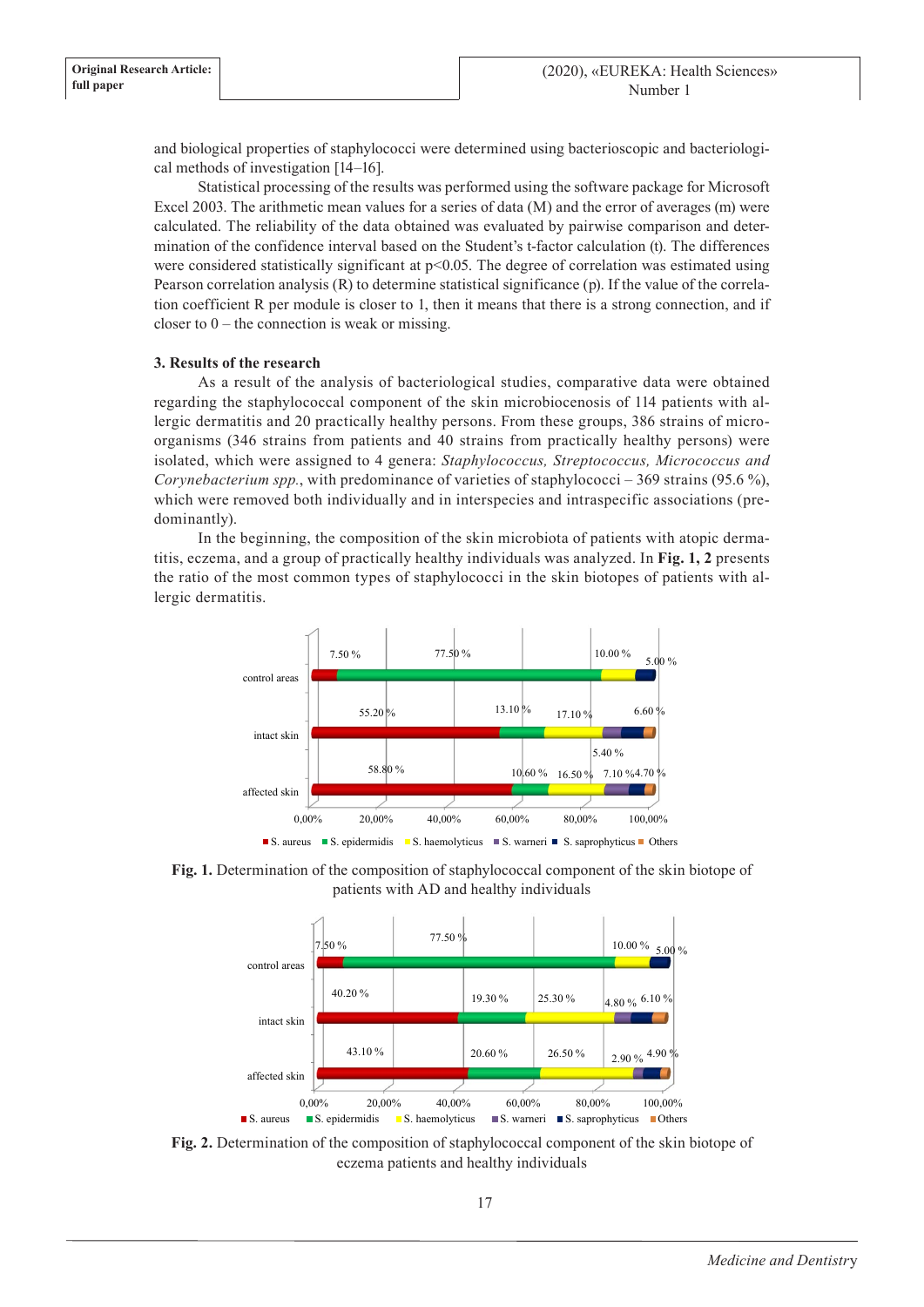and biological properties of staphylococci were determined using bacterioscopic and bacteriological methods of investigation [14–16].

Statistical processing of the results was performed using the software package for Microsoft Excel 2003. The arithmetic mean values for a series of data (M) and the error of averages (m) were calculated. The reliability of the data obtained was evaluated by pairwise comparison and determination of the confidence interval based on the Student's t-factor calculation (t). The differences were considered statistically significant at $p<0.05$. The degree of correlation was estimated using Pearson correlation analysis (R) to determine statistical significance (p). If the value of the correlation coefficient R per module is closer to 1, then it means that there is a strong connection, and if closer to 0 – the connection is weak or missing.

### 3. Results of the research

As a result of the analysis of bacteriological studies, comparative data were obtained regarding the staphylococcal component of the skin microbiocenosis of 114 patients with allergic dermatitis and 20 practically healthy persons. From these groups, 386 strains of microorganisms (346 strains from patients and 40 strains from practically healthy persons) were isolated, which were assigned to 4 genera: *Staphylococcus, Streptococcus, Micrococcus and Corynebacterium spp.*, with predominance of varieties of staphylococci – 369 strains (95.6 %), which were removed both individually and in interspecies and intraspecific associations (predominantly).

In the beginning, the composition of the skin microbiota of patients with atopic dermatitis, eczema, and a group of practically healthy individuals was analyzed. In **Fig. 1, 2** presents the ratio of the most common types of staphylococci in the skin biotopes of patients with allergic dermatitis.

**Fig. 1.** Determination of the composition of staphylococcal component of the skin biotope of patients with AD and healthy individuals

**Fig. 2.** Determination of the composition of staphylococcal component of the skin biotope of eczema patients and healthy individuals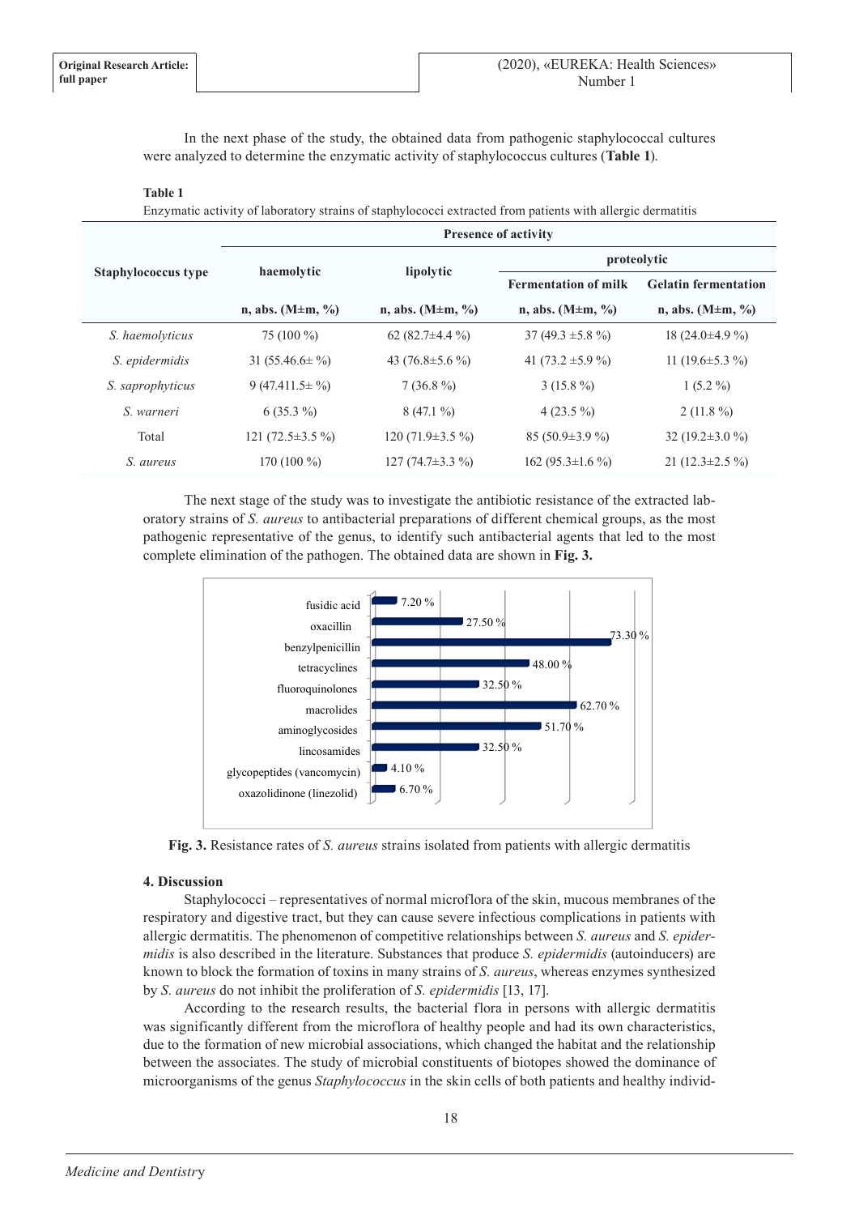In the next phase of the study, the obtained data from pathogenic staphylococcal cultures were analyzed to determine the enzymatic activity of staphylococcus cultures (**Table 1**).

**Table 1**

Enzymatic activity of laboratory strains of staphylococci extracted from patients with allergic dermatitis

| Staphylococcus type | Presence of activity | | | |
|---|---|---|---|---|
| | haemolytic | lipolytic | proteolytic | |
| | | | Fermentation of milk | Gelatin fermentation |
| | n, abs. (M±m, %) | n, abs. (M±m, %) | n, abs. (M±m, %) | n, abs. (M±m, %) |
| *S. haemolyticus* | 75 (100 %) | 62 (82.7±4.4 %) | 37 (49.3 ±5.8 %) | 18 (24.0±4.9 %) |
| *S. epidermidis* | 31 (55.46.6± %) | 43 (76.8±5.6 %) | 41 (73.2 ±5.9 %) | 11 (19.6±5.3 %) |
| *S. saprophyticus* | 9 (47.411.5± %) | 7 (36.8 %) | 3 (15.8 %) | 1 (5.2 %) |
| *S. warneri* | 6 (35.3 %) | 8 (47.1 %) | 4 (23.5 %) | 2 (11.8 %) |
| Total | 121 (72.5±3.5 %) | 120 (71.9±3.5 %) | 85 (50.9±3.9 %) | 32 (19.2±3.0 %) |
| *S. aureus* | 170 (100 %) | 127 (74.7±3.3 %) | 162 (95.3±1.6 %) | 21 (12.3±2.5 %) |

The next stage of the study was to investigate the antibiotic resistance of the extracted laboratory strains of *S. aureus* to antibacterial preparations of different chemical groups, as the most pathogenic representative of the genus, to identify such antibacterial agents that led to the most complete elimination of the pathogen. The obtained data are shown in **Fig. 3.**

**Fig. 3.** Resistance rates of *S. aureus* strains isolated from patients with allergic dermatitis

## 4. Discussion

Staphylococci – representatives of normal microflora of the skin, mucous membranes of the respiratory and digestive tract, but they can cause severe infectious complications in patients with allergic dermatitis. The phenomenon of competitive relationships between *S. aureus* and *S. epidermidis* is also described in the literature. Substances that produce *S. epidermidis* (autoinducers) are known to block the formation of toxins in many strains of *S. aureus*, whereas enzymes synthesized by *S. aureus* do not inhibit the proliferation of *S. epidermidis* [13, 17].

According to the research results, the bacterial flora in persons with allergic dermatitis was significantly different from the microflora of healthy people and had its own characteristics, due to the formation of new microbial associations, which changed the habitat and the relationship between the associates. The study of microbial constituents of biotopes showed the dominance of microorganisms of the genus *Staphylococcus* in the skin cells of both patients and healthy individ-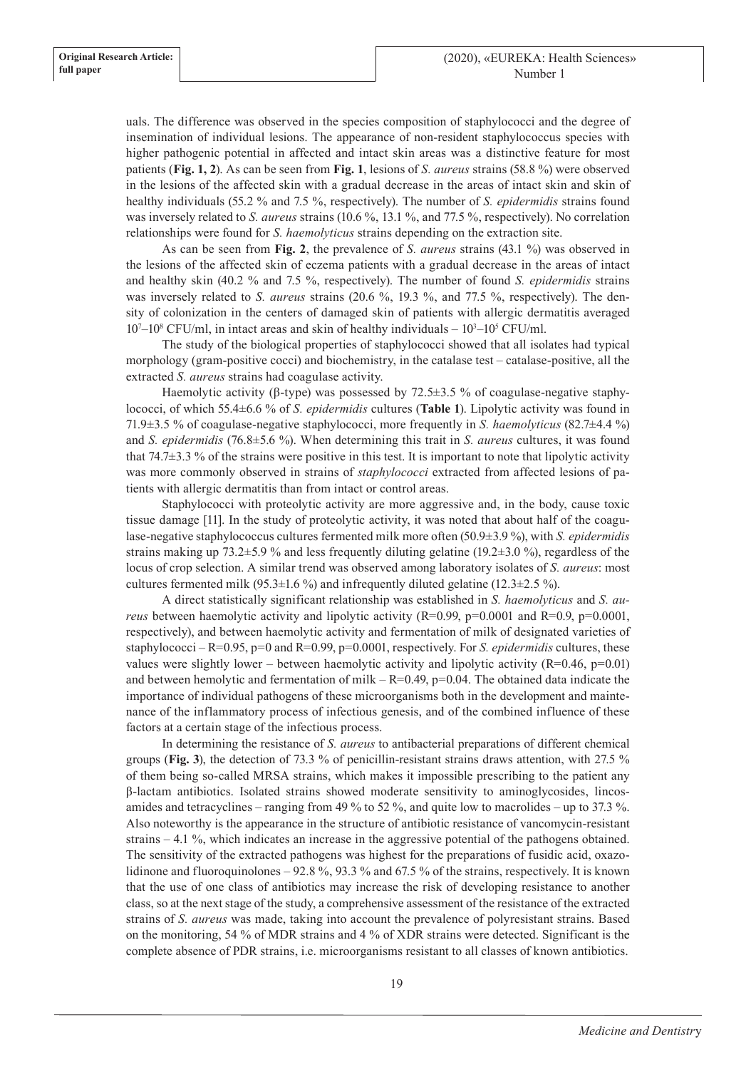uals. The difference was observed in the species composition of staphylococci and the degree of insemination of individual lesions. The appearance of non-resident staphylococcus species with higher pathogenic potential in affected and intact skin areas was a distinctive feature for most patients (**Fig. 1, 2**). As can be seen from **Fig. 1**, lesions of *S. aureus* strains (58.8 %) were observed in the lesions of the affected skin with a gradual decrease in the areas of intact skin and skin of healthy individuals (55.2 % and 7.5 %, respectively). The number of *S. epidermidis* strains found was inversely related to *S. aureus* strains (10.6 %, 13.1 %, and 77.5 %, respectively). No correlation relationships were found for *S. haemolyticus* strains depending on the extraction site.

As can be seen from **Fig. 2**, the prevalence of *S. aureus* strains (43.1 %) was observed in the lesions of the affected skin of eczema patients with a gradual decrease in the areas of intact and healthy skin (40.2 % and 7.5 %, respectively). The number of found *S. epidermidis* strains was inversely related to *S. aureus* strains (20.6 %, 19.3 %, and 77.5 %, respectively). The density of colonization in the centers of damaged skin of patients with allergic dermatitis averaged $10^7$–$10^8$ CFU/ml, in intact areas and skin of healthy individuals – $10^3$–$10^5$ CFU/ml.

The study of the biological properties of staphylococci showed that all isolates had typical morphology (gram-positive cocci) and biochemistry, in the catalase test – catalase-positive, all the extracted *S. aureus* strains had coagulase activity.

Haemolytic activity (β-type) was possessed by 72.5±3.5 % of coagulase-negative staphylococci, of which 55.4±6.6 % of *S. epidermidis* cultures (**Table 1**). Lipolytic activity was found in 71.9±3.5 % of coagulase-negative staphylococci, more frequently in *S. haemolyticus* (82.7±4.4 %) and *S. epidermidis* (76.8±5.6 %). When determining this trait in *S. aureus* cultures, it was found that 74.7±3.3 % of the strains were positive in this test. It is important to note that lipolytic activity was more commonly observed in strains of *staphylococci* extracted from affected lesions of patients with allergic dermatitis than from intact or control areas.

Staphylococci with proteolytic activity are more aggressive and, in the body, cause toxic tissue damage [11]. In the study of proteolytic activity, it was noted that about half of the coagulase-negative staphylococcus cultures fermented milk more often (50.9±3.9 %), with *S. epidermidis* strains making up 73.2±5.9 % and less frequently diluting gelatine (19.2±3.0 %), regardless of the locus of crop selection. A similar trend was observed among laboratory isolates of *S. aureus*: most cultures fermented milk (95.3±1.6 %) and infrequently diluted gelatine (12.3±2.5 %).

A direct statistically significant relationship was established in *S. haemolyticus* and *S. aureus* between haemolytic activity and lipolytic activity ($R=0.99$, $p=0.0001$ and $R=0.9$, $p=0.0001$, respectively), and between haemolytic activity and fermentation of milk of designated varieties of staphylococci – $R=0.95$, $p=0$ and $R=0.99$, $p=0.0001$, respectively. For *S. epidermidis* cultures, these values were slightly lower – between haemolytic activity and lipolytic activity ($R=0.46$, $p=0.01$) and between hemolytic and fermentation of milk – $R=0.49$, $p=0.04$. The obtained data indicate the importance of individual pathogens of these microorganisms both in the development and maintenance of the inflammatory process of infectious genesis, and of the combined influence of these factors at a certain stage of the infectious process.

In determining the resistance of *S. aureus* to antibacterial preparations of different chemical groups (**Fig. 3**), the detection of 73.3 % of penicillin-resistant strains draws attention, with 27.5 % of them being so-called MRSA strains, which makes it impossible prescribing to the patient any β-lactam antibiotics. Isolated strains showed moderate sensitivity to aminoglycosides, lincosamides and tetracyclines – ranging from 49 % to 52 %, and quite low to macrolides – up to 37.3 %. Also noteworthy is the appearance in the structure of antibiotic resistance of vancomycin-resistant strains – 4.1 %, which indicates an increase in the aggressive potential of the pathogens obtained. The sensitivity of the extracted pathogens was highest for the preparations of fusidic acid, oxazolidinone and fluoroquinolones – 92.8 %, 93.3 % and 67.5 % of the strains, respectively. It is known that the use of one class of antibiotics may increase the risk of developing resistance to another class, so at the next stage of the study, a comprehensive assessment of the resistance of the extracted strains of *S. aureus* was made, taking into account the prevalence of polyresistant strains. Based on the monitoring, 54 % of MDR strains and 4 % of XDR strains were detected. Significant is the complete absence of PDR strains, i.e. microorganisms resistant to all classes of known antibiotics.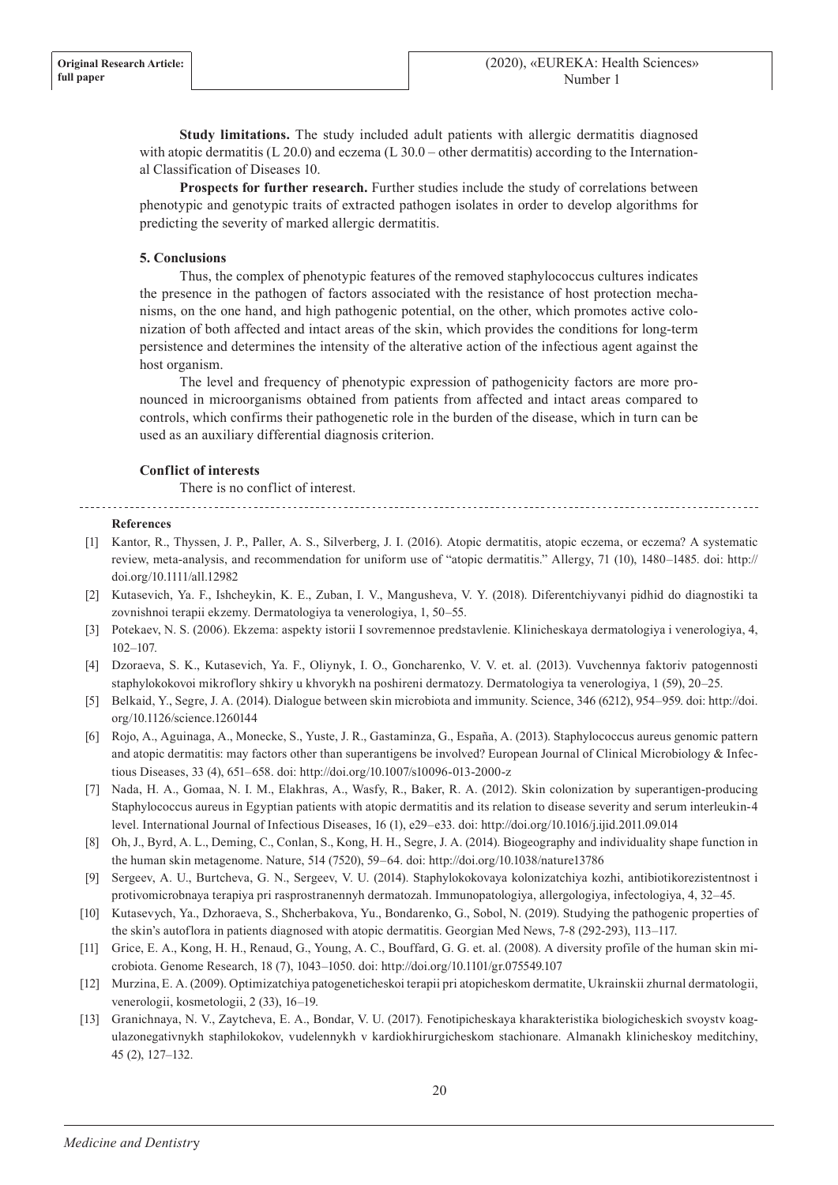**Study limitations.** The study included adult patients with allergic dermatitis diagnosed with atopic dermatitis (L 20.0) and eczema (L 30.0 – other dermatitis) according to the International Classification of Diseases 10.

**Prospects for further research.** Further studies include the study of correlations between phenotypic and genotypic traits of extracted pathogen isolates in order to develop algorithms for predicting the severity of marked allergic dermatitis.

### 5. Conclusions

Thus, the complex of phenotypic features of the removed staphylococcus cultures indicates the presence in the pathogen of factors associated with the resistance of host protection mechanisms, on the one hand, and high pathogenic potential, on the other, which promotes active colonization of both affected and intact areas of the skin, which provides the conditions for long-term persistence and determines the intensity of the alterative action of the infectious agent against the host organism.

The level and frequency of phenotypic expression of pathogenicity factors are more pronounced in microorganisms obtained from patients from affected and intact areas compared to controls, which confirms their pathogenetic role in the burden of the disease, which in turn can be used as an auxiliary differential diagnosis criterion.

### Conflict of interests

There is no conflict of interest.

### References

[1] Kantor, R., Thyssen, J. P., Paller, A. S., Silverberg, J. I. (2016). Atopic dermatitis, atopic eczema, or eczema? A systematic review, meta-analysis, and recommendation for uniform use of "atopic dermatitis." Allergy, 71 (10), 1480–1485. doi: http://doi.org/10.1111/all.12982

[2] Kutasevich, Ya. F., Ishcheykin, K. E., Zuban, I. V., Mangusheva, V. Y. (2018). Diferentchiyvanyi pidhid do diagnostiki ta zovnishnoi terapii ekzemy. Dermatologiya ta venerologiya, 1, 50–55.

[3] Potekaev, N. S. (2006). Ekzema: aspekty istorii I sovremennoe predstavlenie. Klinicheskaya dermatologiya i venerologiya, 4, 102–107.

[4] Dzoraeva, S. K., Kutasevich, Ya. F., Oliynyk, I. O., Goncharenko, V. V. et. al. (2013). Vuvchennya faktoriv patogennosti staphylokokovoi mikroflory shkiry u khvorykh na poshireni dermatozy. Dermatologiya ta venerologiya, 1 (59), 20–25.

[5] Belkaid, Y., Segre, J. A. (2014). Dialogue between skin microbiota and immunity. Science, 346 (6212), 954–959. doi: http://doi.org/10.1126/science.1260144

[6] Rojo, A., Aguinaga, A., Monecke, S., Yuste, J. R., Gastaminza, G., España, A. (2013). Staphylococcus aureus genomic pattern and atopic dermatitis: may factors other than superantigens be involved? European Journal of Clinical Microbiology & Infectious Diseases, 33 (4), 651–658. doi: http://doi.org/10.1007/s10096-013-2000-z

[7] Nada, H. A., Gomaa, N. I. M., Elakhras, A., Wasfy, R., Baker, R. A. (2012). Skin colonization by superantigen-producing Staphylococcus aureus in Egyptian patients with atopic dermatitis and its relation to disease severity and serum interleukin-4 level. International Journal of Infectious Diseases, 16 (1), e29–e33. doi: http://doi.org/10.1016/j.ijid.2011.09.014

[8] Oh, J., Byrd, A. L., Deming, C., Conlan, S., Kong, H. H., Segre, J. A. (2014). Biogeography and individuality shape function in the human skin metagenome. Nature, 514 (7520), 59–64. doi: http://doi.org/10.1038/nature13786

[9] Sergeev, A. U., Burtcheva, G. N., Sergeev, V. U. (2014). Staphylokokovaya kolonizatchiya kozhi, antibiotikorezistentnost i protivomicrobnaya terapiya pri rasprostranennyh dermatozah. Immunopatologiya, allergologiya, infectologiya, 4, 32–45.

[10] Kutasevych, Ya., Dzhoraeva, S., Shcherbakova, Yu., Bondarenko, G., Sobol, N. (2019). Studying the pathogenic properties of the skin's autoflora in patients diagnosed with atopic dermatitis. Georgian Med News, 7-8 (292-293), 113–117.

[11] Grice, E. A., Kong, H. H., Renaud, G., Young, A. C., Bouffard, G. G. et. al. (2008). A diversity profile of the human skin microbiota. Genome Research, 18 (7), 1043–1050. doi: http://doi.org/10.1101/gr.075549.107

[12] Murzina, E. A. (2009). Optimizatchiya patogeneticheskoi terapii pri atopicheskom dermatite, Ukrainskii zhurnal dermatologii, venerologii, kosmetologii, 2 (33), 16–19.

[13] Granichnaya, N. V., Zaytcheva, E. A., Bondar, V. U. (2017). Fenotipicheskaya kharakteristika biologicheskich svoystv koagulazonegativnykh staphilokokov, vudelennykh v kardiokhirurgicheskom stachionare. Almanakh klinicheskoy meditchiny, 45 (2), 127–132.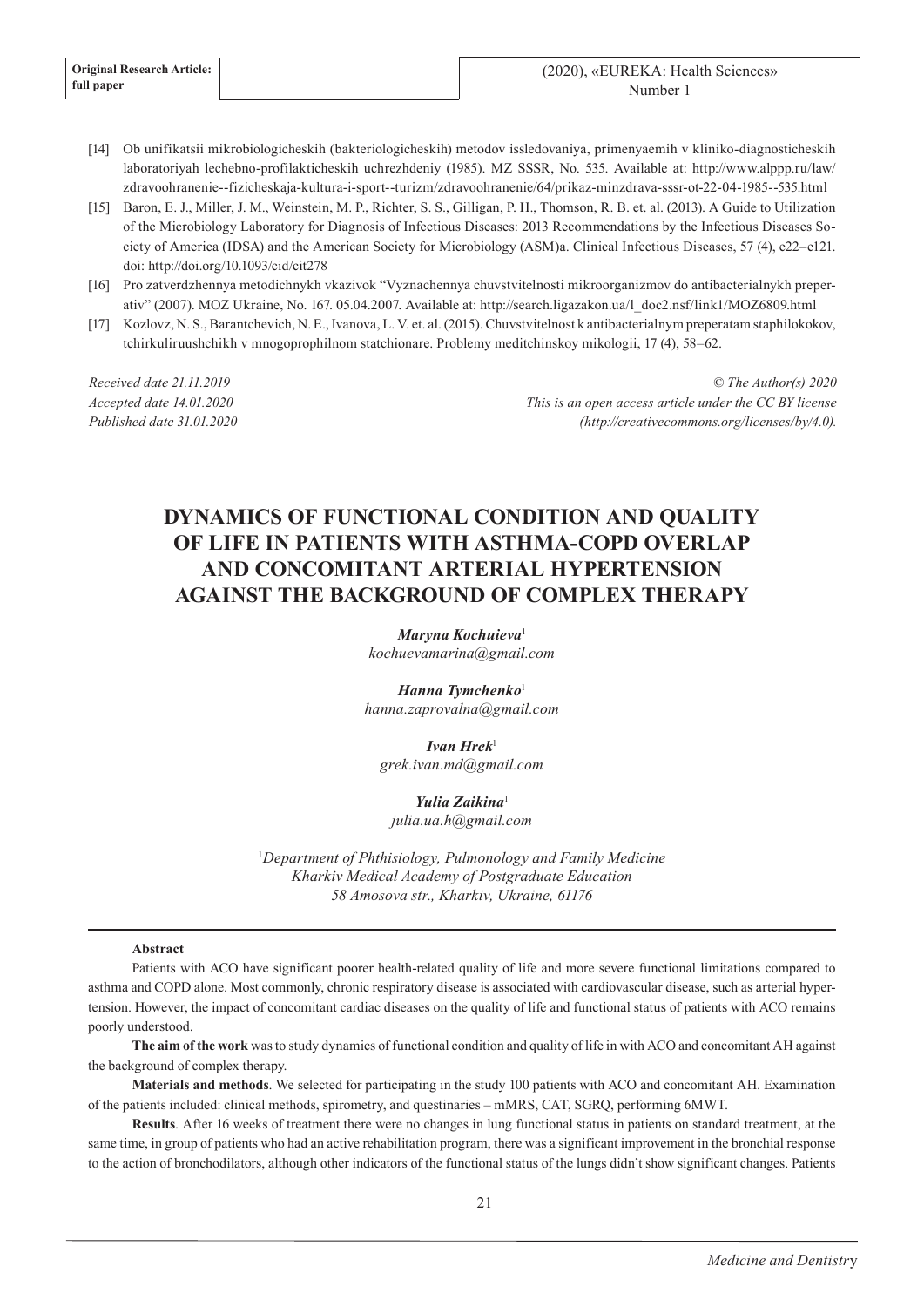[14] Ob unifikatsii mikrobiologicheskih (bakteriologicheskih) metodov issledovaniya, primenyaemih v kliniko-diagnosticheskih laboratoriyah lechebno-profilakticheskih uchrezhdeniy (1985). MZ SSSR, No. 535. Available at: http://www.alppp.ru/law/zdravoohranenie--fizicheskaja-kultura-i-sport--turizm/zdravoohranenie/64/prikaz-minzdrava-sssr-ot-22-04-1985--535.html

[15] Baron, E. J., Miller, J. M., Weinstein, M. P., Richter, S. S., Gilligan, P. H., Thomson, R. B. et. al. (2013). A Guide to Utilization of the Microbiology Laboratory for Diagnosis of Infectious Diseases: 2013 Recommendations by the Infectious Diseases Society of America (IDSA) and the American Society for Microbiology (ASM)a. Clinical Infectious Diseases, 57 (4), e22–e121. doi: http://doi.org/10.1093/cid/cit278

[16] Pro zatverdzhennya metodichnykh vkazivok "Vyznachennya chuvstvitelnosti mikroorganizmov do antibacterialnykh preperativ" (2007). MOZ Ukraine, No. 167. 05.04.2007. Available at: http://search.ligazakon.ua/l_doc2.nsf/link1/MOZ6809.html

[17] Kozlovz, N. S., Barantchevich, N. E., Ivanova, L. V. et. al. (2015). Chuvstvitelnost k antibacterialnym preperatam staphilokokov, tchirkuliruushchikh v mnogoprophilnom statchionare. Problemy meditchinskoy mikologii, 17 (4), 58–62.

*Received date 21.11.2019*
*Accepted date 14.01.2020*
*Published date 31.01.2020*

*© The Author(s) 2020*
*This is an open access article under the CC BY license (http://creativecommons.org/licenses/by/4.0).*

# DYNAMICS OF FUNCTIONAL CONDITION AND QUALITY OF LIFE IN PATIENTS WITH ASTHMA-COPD OVERLAP AND CONCOMITANT ARTERIAL HYPERTENSION AGAINST THE BACKGROUND OF COMPLEX THERAPY

***Maryna Kochuieva*[1]**
*kochuevamarina@gmail.com*

***Hanna Tymchenko*[1]**
*hanna.zaprovalna@gmail.com*

***Ivan Hrek*[1]**
*grek.ivan.md@gmail.com*

***Yulia Zaikina*[1]**
*julia.ua.h@gmail.com*

[1]*Department of Phthisiology, Pulmonology and Family Medicine*
*Kharkiv Medical Academy of Postgraduate Education*
*58 Amosova str., Kharkiv, Ukraine, 61176*

**Abstract**

Patients with ACO have significant poorer health-related quality of life and more severe functional limitations compared to asthma and COPD alone. Most commonly, chronic respiratory disease is associated with cardiovascular disease, such as arterial hypertension. However, the impact of concomitant cardiac diseases on the quality of life and functional status of patients with ACO remains poorly understood.

**The aim of the work** was to study dynamics of functional condition and quality of life in with ACO and concomitant AH against the background of complex therapy.

**Materials and methods**. We selected for participating in the study 100 patients with ACO and concomitant AH. Examination of the patients included: clinical methods, spirometry, and questinaries – mMRS, CAT, SGRQ, performing 6MWT.

**Results**. After 16 weeks of treatment there were no changes in lung functional status in patients on standard treatment, at the same time, in group of patients who had an active rehabilitation program, there was a significant improvement in the bronchial response to the action of bronchodilators, although other indicators of the functional status of the lungs didn't show significant changes. Patients